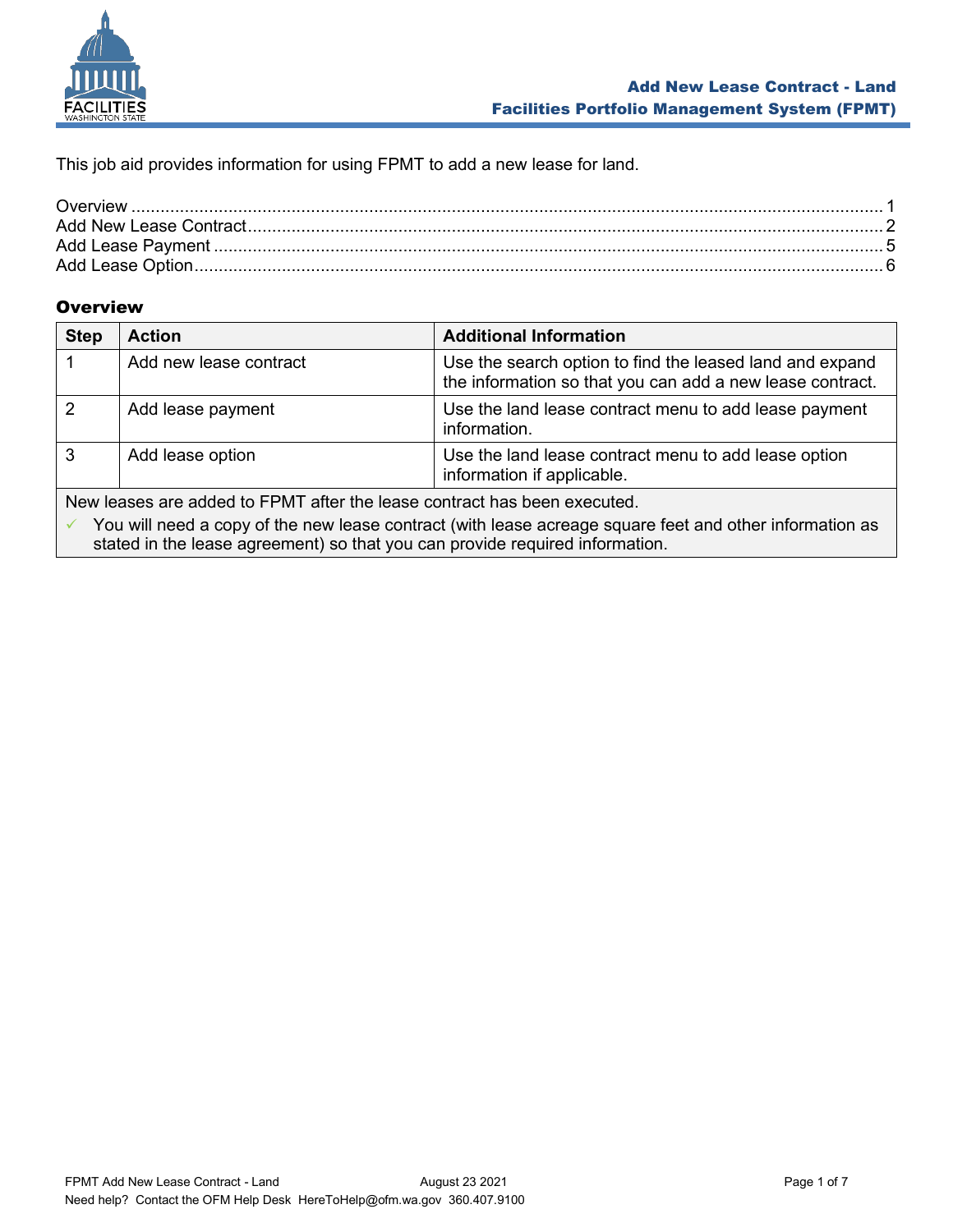# Add New Lease Contract - Land
## Facilities Portfolio Management System (FPMT)

This job aid provides information for using FPMT to add a new lease for land.

Overview ........................................................................................................ 1
Add New Lease Contract ................................................................................ 2
Add Lease Payment ....................................................................................... 5
Add Lease Option ........................................................................................... 6

### Overview

| Step | Action | Additional Information |
|---|---|---|
| 1 | Add new lease contract | Use the search option to find the leased land and expand the information so that you can add a new lease contract. |
| 2 | Add lease payment | Use the land lease contract menu to add lease payment information. |
| 3 | Add lease option | Use the land lease contract menu to add lease option information if applicable. |
| New leases are added to FPMT after the lease contract has been executed. ✓ You will need a copy of the new lease contract (with lease acreage square feet and other information as stated in the lease agreement) so that you can provide required information. | | |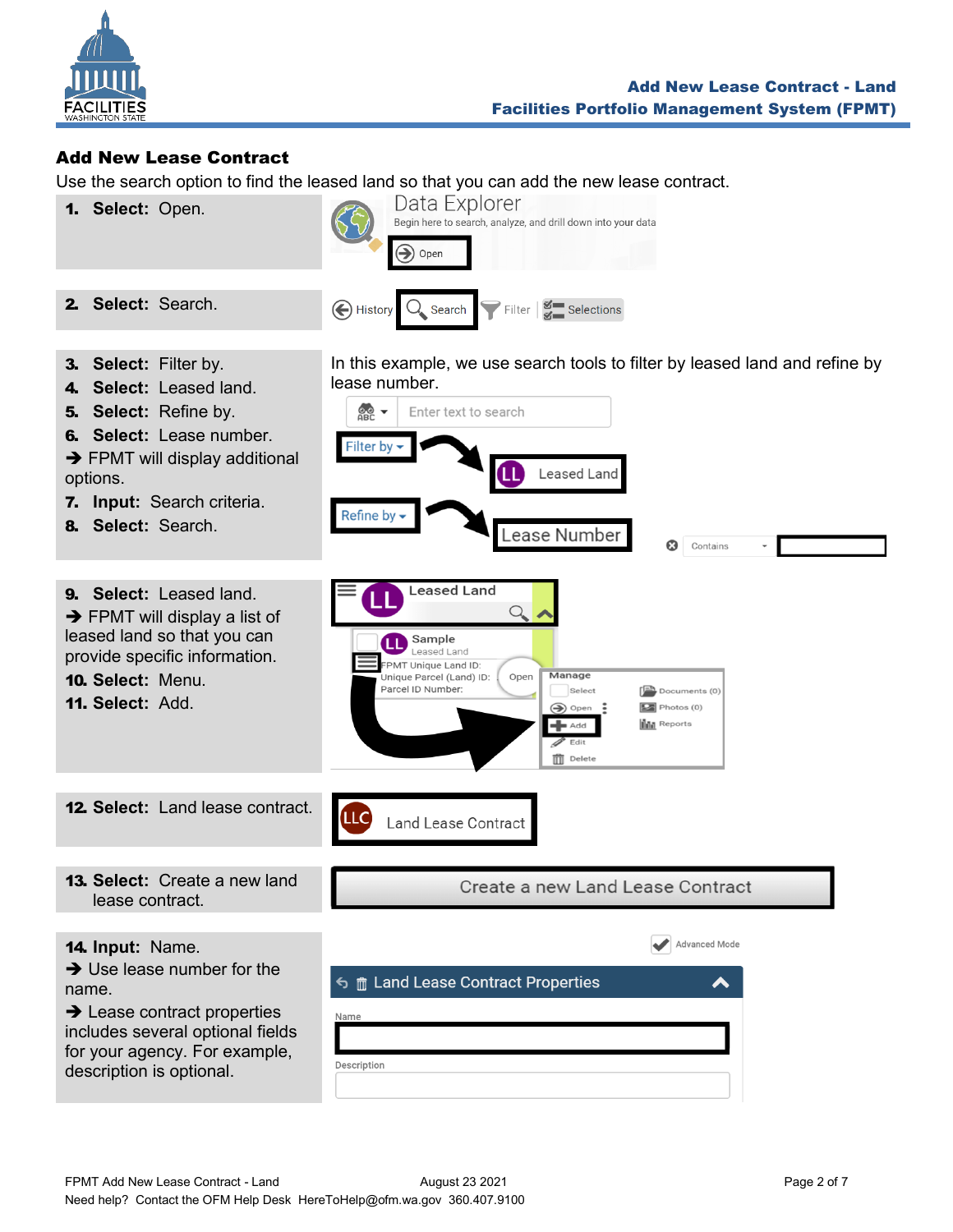## Add New Lease Contract

Use the search option to find the leased land so that you can add the new lease contract.

1. **Select:** Open.

2. **Select:** Search.

3. **Select:** Filter by.
4. **Select:** Leased land.
5. **Select:** Refine by.
6. **Select:** Lease number.
   ➔ FPMT will display additional options.
7. **Input:** Search criteria.
8. **Select:** Search.

In this example, we use search tools to filter by leased land and refine by lease number.

9. **Select:** Leased land.
   ➔ FPMT will display a list of leased land so that you can provide specific information.
10. **Select:** Menu.
11. **Select:** Add.

12. **Select:** Land lease contract.

13. **Select:** Create a new land lease contract.

14. **Input:** Name.
    ➔ Use lease number for the name.
    ➔ Lease contract properties includes several optional fields for your agency. For example, description is optional.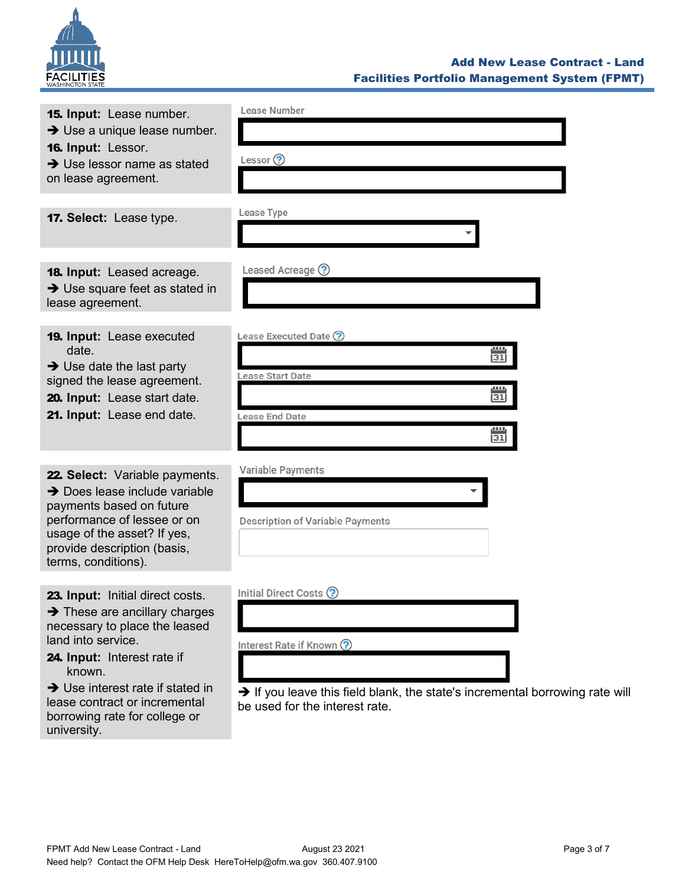**15. Input:** Lease number.
➔ Use a unique lease number.

**16. Input:** Lessor.
➔ Use lessor name as stated on lease agreement.

Lease Number

Lessor

**17. Select:** Lease type.

Lease Type

**18. Input:** Leased acreage.
➔ Use square feet as stated in lease agreement.

Leased Acreage

**19. Input:** Lease executed date.
➔ Use date the last party signed the lease agreement.

**20. Input:** Lease start date.

**21. Input:** Lease end date.

Lease Executed Date

Lease Start Date

Lease End Date

**22. Select:** Variable payments.
➔ Does lease include variable payments based on future performance of lessee or on usage of the asset? If yes, provide description (basis, terms, conditions).

Variable Payments

Description of Variable Payments

**23. Input:** Initial direct costs.
➔ These are ancillary charges necessary to place the leased land into service.

**24. Input:** Interest rate if known.
➔ Use interest rate if stated in lease contract or incremental borrowing rate for college or university.

Initial Direct Costs

Interest Rate if Known

➔ If you leave this field blank, the state's incremental borrowing rate will be used for the interest rate.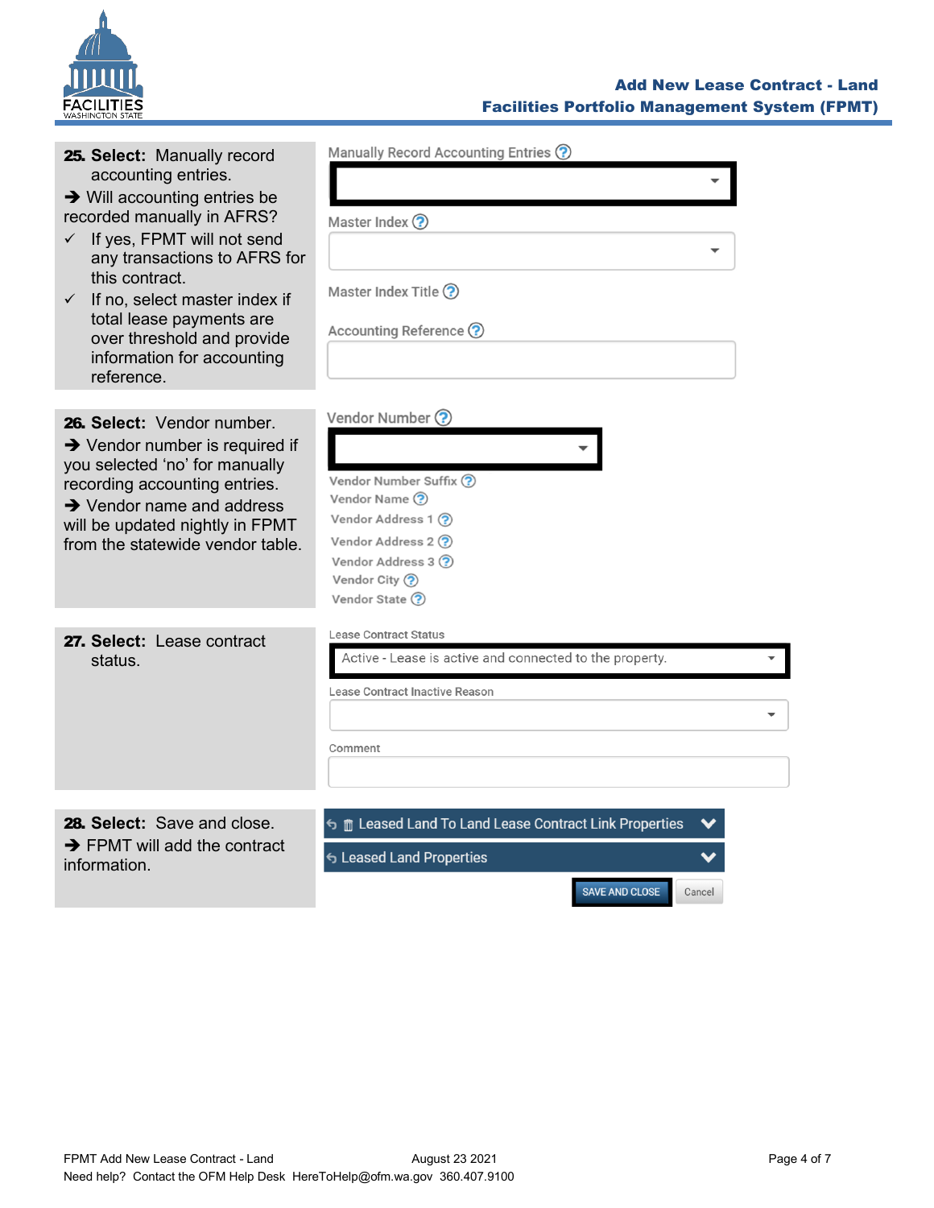**25. Select:** Manually record accounting entries.

➔ Will accounting entries be recorded manually in AFRS?

- ✓ If yes, FPMT will not send any transactions to AFRS for this contract.
- ✓ If no, select master index if total lease payments are over threshold and provide information for accounting reference.

Manually Record Accounting Entries

Master Index

Master Index Title

Accounting Reference

**26. Select:** Vendor number.

➔ Vendor number is required if you selected 'no' for manually recording accounting entries.

➔ Vendor name and address will be updated nightly in FPMT from the statewide vendor table.

Vendor Number

Vendor Number Suffix

Vendor Name

Vendor Address 1

Vendor Address 2

Vendor Address 3

Vendor City

Vendor State

**27. Select:** Lease contract status.

Lease Contract Status

Active - Lease is active and connected to the property.

Lease Contract Inactive Reason

Comment

**28. Select:** Save and close.

➔ FPMT will add the contract information.

Leased Land To Land Lease Contract Link Properties

Leased Land Properties

SAVE AND CLOSE | Cancel

FPMT Add New Lease Contract - Land — August 23 2021

Need help? Contact the OFM Help Desk HereToHelp@ofm.wa.gov 360.407.9100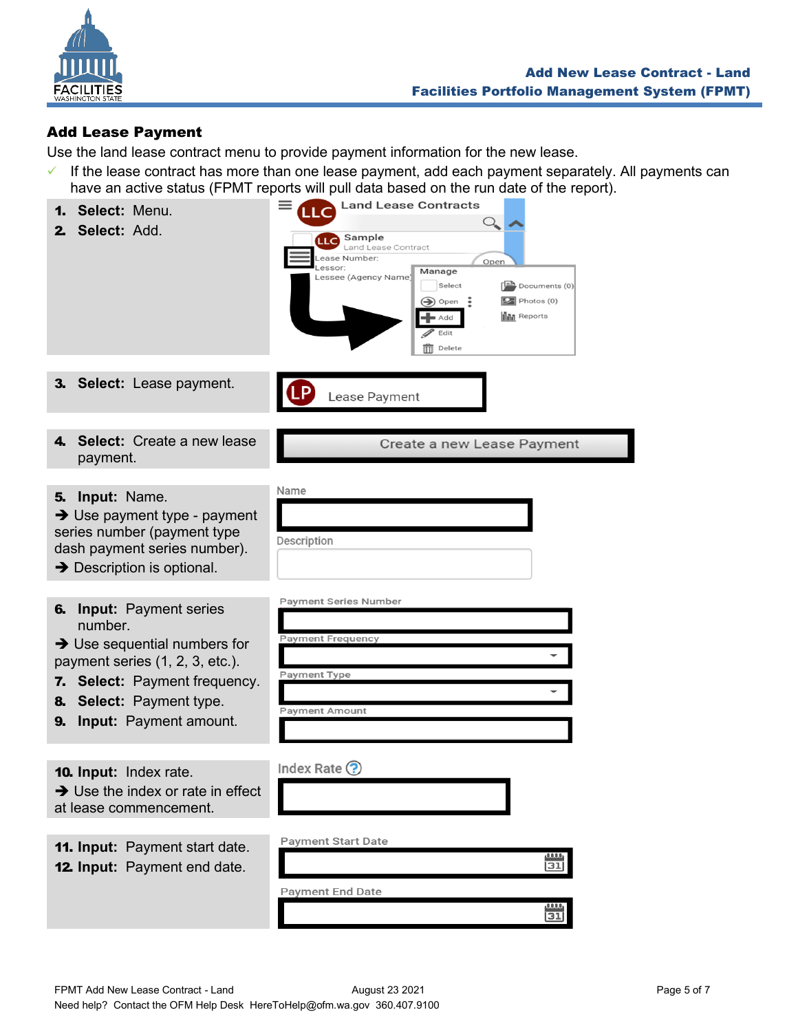## Add Lease Payment

Use the land lease contract menu to provide payment information for the new lease.

- ✓ If the lease contract has more than one lease payment, add each payment separately. All payments can have an active status (FPMT reports will pull data based on the run date of the report).

1. **Select:** Menu.
2. **Select:** Add.

3. **Select:** Lease payment.

4. **Select:** Create a new lease payment.

5. **Input:** Name.
   ➔ Use payment type - payment series number (payment type dash payment series number).
   ➔ Description is optional.

6. **Input:** Payment series number.
   ➔ Use sequential numbers for payment series (1, 2, 3, etc.).
7. **Select:** Payment frequency.
8. **Select:** Payment type.
9. **Input:** Payment amount.

10. **Input:** Index rate.
    ➔ Use the index or rate in effect at lease commencement.

11. **Input:** Payment start date.
12. **Input:** Payment end date.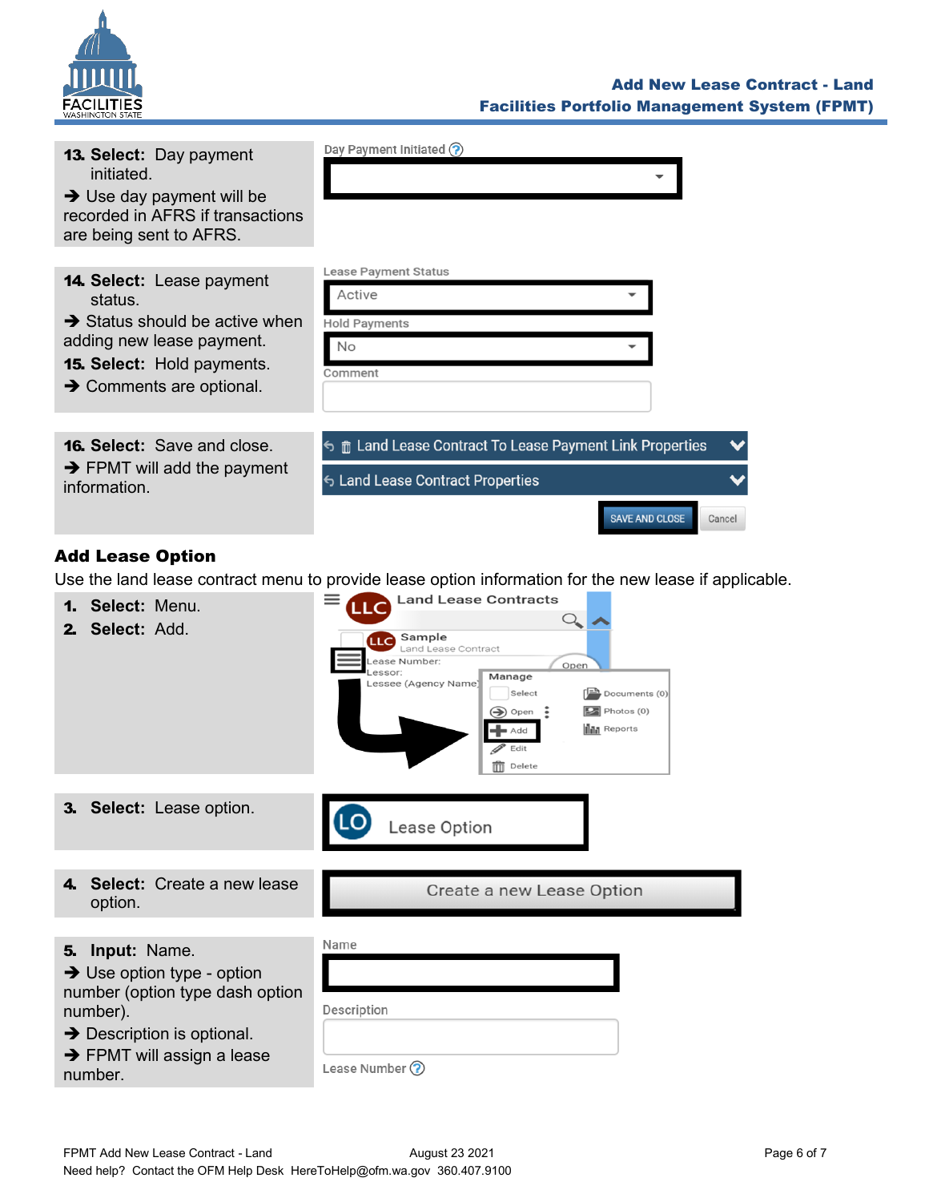**13. Select:** Day payment initiated.

➔ Use day payment will be recorded in AFRS if transactions are being sent to AFRS.

Day Payment Initiated

**14. Select:** Lease payment status.

➔ Status should be active when adding new lease payment.

**15. Select:** Hold payments.

➔ Comments are optional.

Lease Payment Status: Active

Hold Payments: No

Comment

**16. Select:** Save and close.

➔ FPMT will add the payment information.

Land Lease Contract To Lease Payment Link Properties

Land Lease Contract Properties

SAVE AND CLOSE | Cancel

## Add Lease Option

Use the land lease contract menu to provide lease option information for the new lease if applicable.

1. **Select:** Menu.
2. **Select:** Add.

Land Lease Contracts

Sample — Land Lease Contract

Lease Number: / Lessor: / Lessee (Agency Name)

Manage: Select, Open, Add, Edit, Delete, Documents (0), Photos (0), Reports

3. **Select:** Lease option.

Lease Option

4. **Select:** Create a new lease option.

Create a new Lease Option

5. **Input:** Name.

➔ Use option type - option number (option type dash option number).

➔ Description is optional.

➔ FPMT will assign a lease number.

Name

Description

Lease Number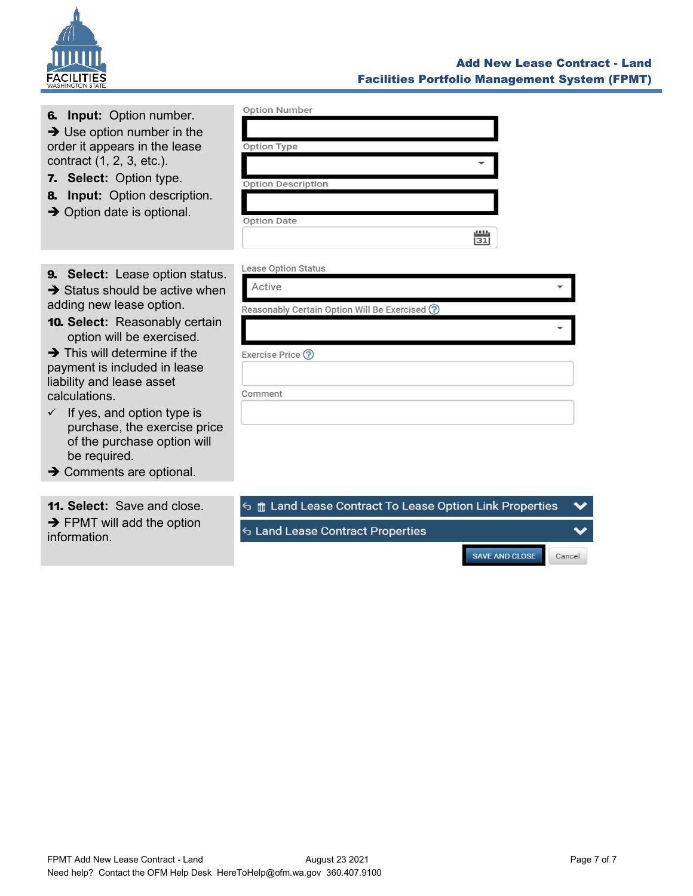6. **Input:** Option number.
➔ Use option number in the order it appears in the lease contract (1, 2, 3, etc.).

7. **Select:** Option type.

8. **Input:** Option description.
➔ Option date is optional.

Option Number

Option Type

Option Description

Option Date

9. **Select:** Lease option status.
➔ Status should be active when adding new lease option.

10. **Select:** Reasonably certain option will be exercised.
➔ This will determine if the payment is included in lease liability and lease asset calculations.
- ✓ If yes, and option type is purchase, the exercise price of the purchase option will be required.

➔ Comments are optional.

Lease Option Status

Active

Reasonably Certain Option Will Be Exercised

Exercise Price

Comment

11. **Select:** Save and close.
➔ FPMT will add the option information.

Land Lease Contract To Lease Option Link Properties

Land Lease Contract Properties

SAVE AND CLOSE

Cancel